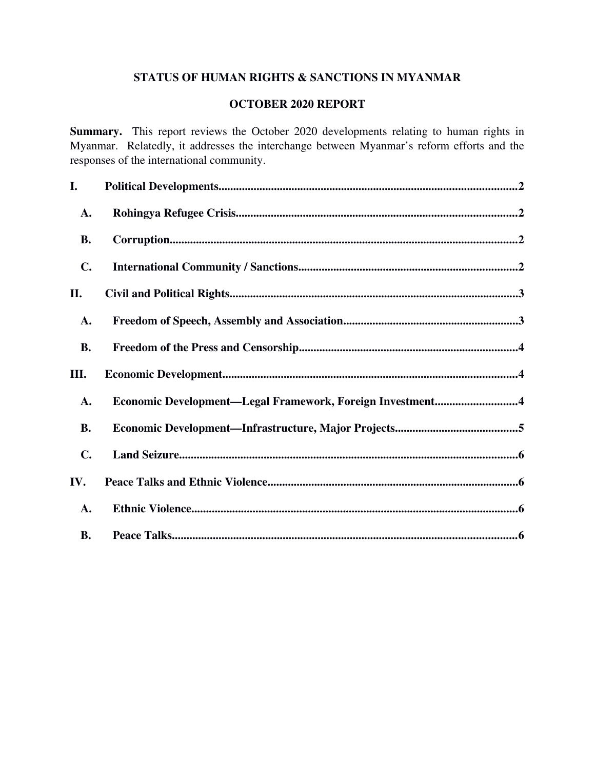# STATUS OF HUMAN RIGHTS & SANCTIONS IN MYANMAR

## OCTOBER 2020 REPORT

**Summary.** This report reviews the October 2020 developments relating to human rights in Myanmar. Relatedly, it addresses the interchange between Myanmar's reform efforts and the responses of the international community.

**I. Political Developments** ........ 2

- **A. Rohingya Refugee Crisis** ........ 2
- **B. Corruption** ........ 2
- **C. International Community / Sanctions** ........ 2

**II. Civil and Political Rights** ........ 3

- **A. Freedom of Speech, Assembly and Association** ........ 3
- **B. Freedom of the Press and Censorship** ........ 4

**III. Economic Development** ........ 4

- **A. Economic Development—Legal Framework, Foreign Investment** ........ 4
- **B. Economic Development—Infrastructure, Major Projects** ........ 5
- **C. Land Seizure** ........ 6

**IV. Peace Talks and Ethnic Violence** ........ 6

- **A. Ethnic Violence** ........ 6
- **B. Peace Talks** ........ 6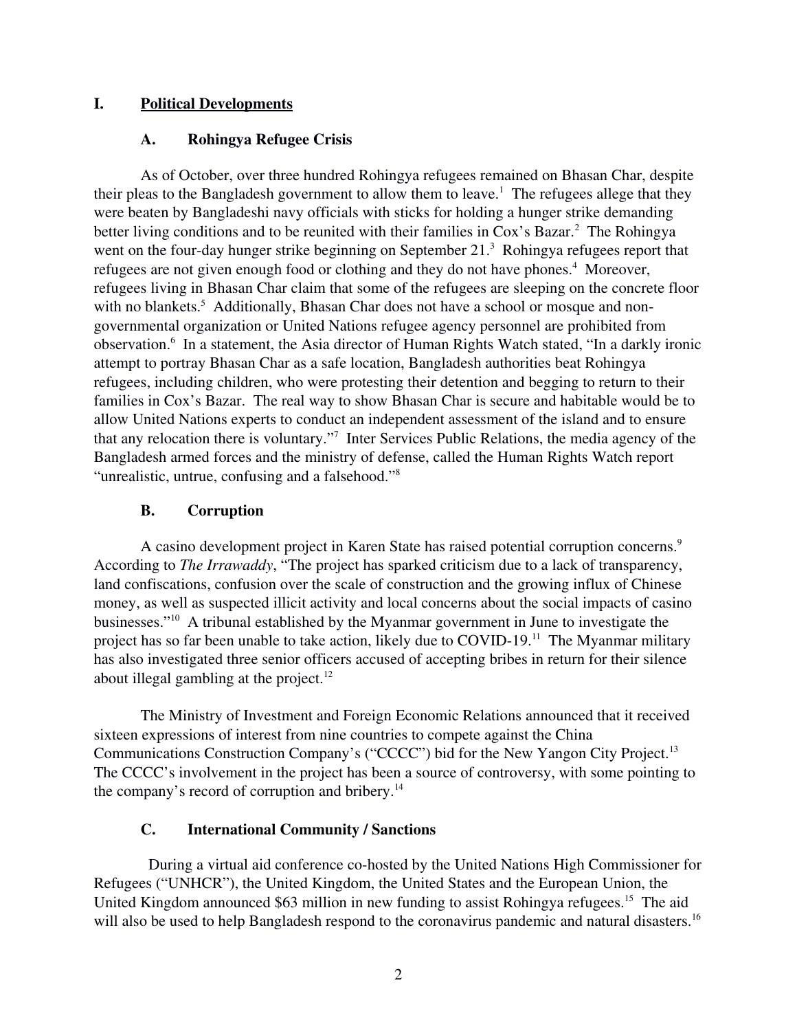## I. Political Developments

### A. Rohingya Refugee Crisis

As of October, over three hundred Rohingya refugees remained on Bhasan Char, despite their pleas to the Bangladesh government to allow them to leave.[1] The refugees allege that they were beaten by Bangladeshi navy officials with sticks for holding a hunger strike demanding better living conditions and to be reunited with their families in Cox's Bazar.[2] The Rohingya went on the four-day hunger strike beginning on September 21.[3] Rohingya refugees report that refugees are not given enough food or clothing and they do not have phones.[4] Moreover, refugees living in Bhasan Char claim that some of the refugees are sleeping on the concrete floor with no blankets.[5] Additionally, Bhasan Char does not have a school or mosque and non-governmental organization or United Nations refugee agency personnel are prohibited from observation.[6] In a statement, the Asia director of Human Rights Watch stated, "In a darkly ironic attempt to portray Bhasan Char as a safe location, Bangladesh authorities beat Rohingya refugees, including children, who were protesting their detention and begging to return to their families in Cox's Bazar. The real way to show Bhasan Char is secure and habitable would be to allow United Nations experts to conduct an independent assessment of the island and to ensure that any relocation there is voluntary."[7] Inter Services Public Relations, the media agency of the Bangladesh armed forces and the ministry of defense, called the Human Rights Watch report "unrealistic, untrue, confusing and a falsehood."[8]

### B. Corruption

A casino development project in Karen State has raised potential corruption concerns.[9] According to *The Irrawaddy*, "The project has sparked criticism due to a lack of transparency, land confiscations, confusion over the scale of construction and the growing influx of Chinese money, as well as suspected illicit activity and local concerns about the social impacts of casino businesses."[10] A tribunal established by the Myanmar government in June to investigate the project has so far been unable to take action, likely due to COVID-19.[11] The Myanmar military has also investigated three senior officers accused of accepting bribes in return for their silence about illegal gambling at the project.[12]

The Ministry of Investment and Foreign Economic Relations announced that it received sixteen expressions of interest from nine countries to compete against the China Communications Construction Company's ("CCCC") bid for the New Yangon City Project.[13] The CCCC's involvement in the project has been a source of controversy, with some pointing to the company's record of corruption and bribery.[14]

### C. International Community / Sanctions

During a virtual aid conference co-hosted by the United Nations High Commissioner for Refugees ("UNHCR"), the United Kingdom, the United States and the European Union, the United Kingdom announced \$63 million in new funding to assist Rohingya refugees.[15] The aid will also be used to help Bangladesh respond to the coronavirus pandemic and natural disasters.[16]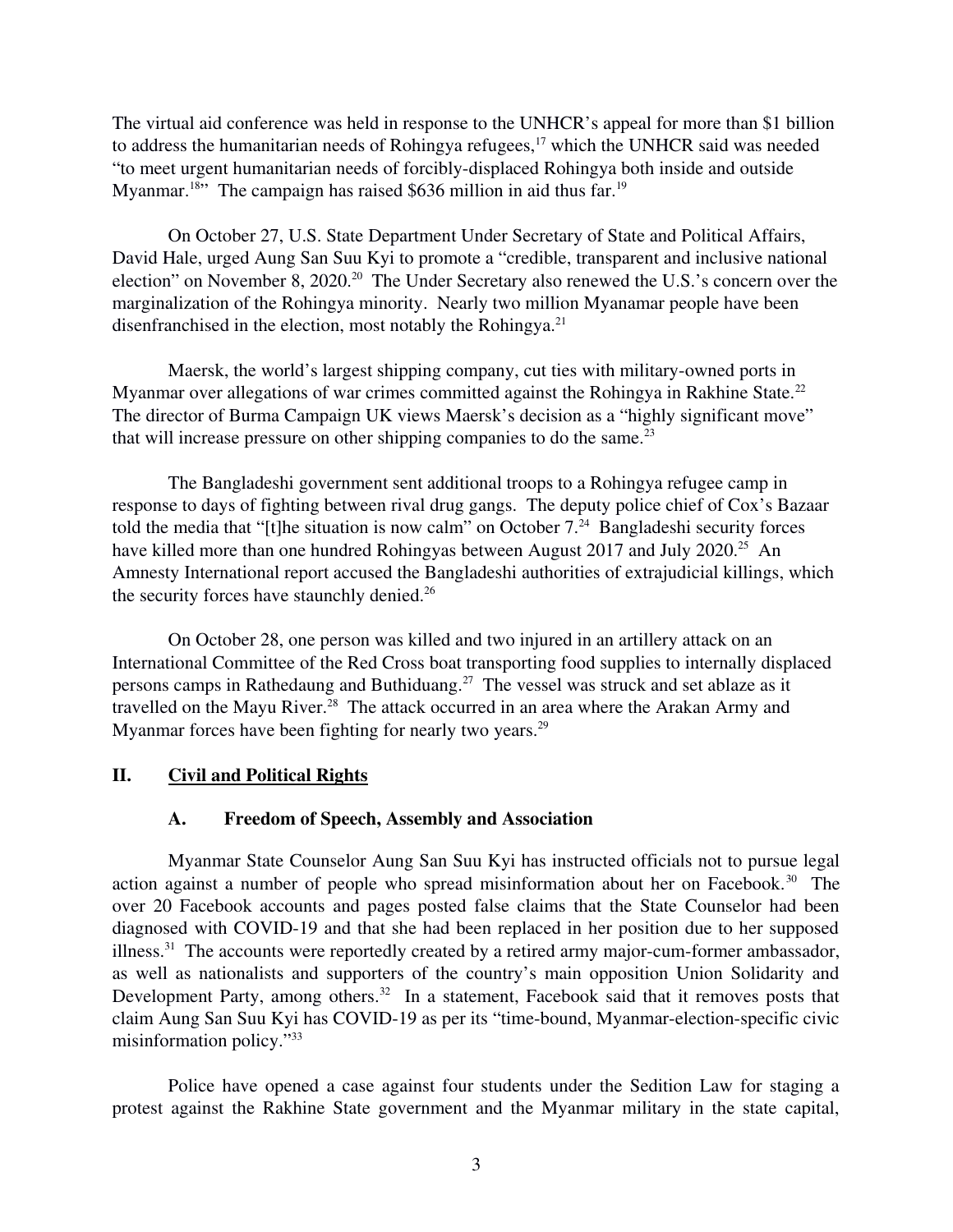The virtual aid conference was held in response to the UNHCR's appeal for more than $1 billion to address the humanitarian needs of Rohingya refugees,[17] which the UNHCR said was needed "to meet urgent humanitarian needs of forcibly-displaced Rohingya both inside and outside Myanmar.[18]" The campaign has raised $636 million in aid thus far.[19]

On October 27, U.S. State Department Under Secretary of State and Political Affairs, David Hale, urged Aung San Suu Kyi to promote a "credible, transparent and inclusive national election" on November 8, 2020.[20] The Under Secretary also renewed the U.S.'s concern over the marginalization of the Rohingya minority. Nearly two million Myanamar people have been disenfranchised in the election, most notably the Rohingya.[21]

Maersk, the world's largest shipping company, cut ties with military-owned ports in Myanmar over allegations of war crimes committed against the Rohingya in Rakhine State.[22] The director of Burma Campaign UK views Maersk's decision as a "highly significant move" that will increase pressure on other shipping companies to do the same.[23]

The Bangladeshi government sent additional troops to a Rohingya refugee camp in response to days of fighting between rival drug gangs. The deputy police chief of Cox's Bazaar told the media that "[t]he situation is now calm" on October 7.[24] Bangladeshi security forces have killed more than one hundred Rohingyas between August 2017 and July 2020.[25] An Amnesty International report accused the Bangladeshi authorities of extrajudicial killings, which the security forces have staunchly denied.[26]

On October 28, one person was killed and two injured in an artillery attack on an International Committee of the Red Cross boat transporting food supplies to internally displaced persons camps in Rathedaung and Buthiduang.[27] The vessel was struck and set ablaze as it travelled on the Mayu River.[28] The attack occurred in an area where the Arakan Army and Myanmar forces have been fighting for nearly two years.[29]

## II. Civil and Political Rights

### A. Freedom of Speech, Assembly and Association

Myanmar State Counselor Aung San Suu Kyi has instructed officials not to pursue legal action against a number of people who spread misinformation about her on Facebook.[30] The over 20 Facebook accounts and pages posted false claims that the State Counselor had been diagnosed with COVID-19 and that she had been replaced in her position due to her supposed illness.[31] The accounts were reportedly created by a retired army major-cum-former ambassador, as well as nationalists and supporters of the country's main opposition Union Solidarity and Development Party, among others.[32] In a statement, Facebook said that it removes posts that claim Aung San Suu Kyi has COVID-19 as per its "time-bound, Myanmar-election-specific civic misinformation policy."[33]

Police have opened a case against four students under the Sedition Law for staging a protest against the Rakhine State government and the Myanmar military in the state capital,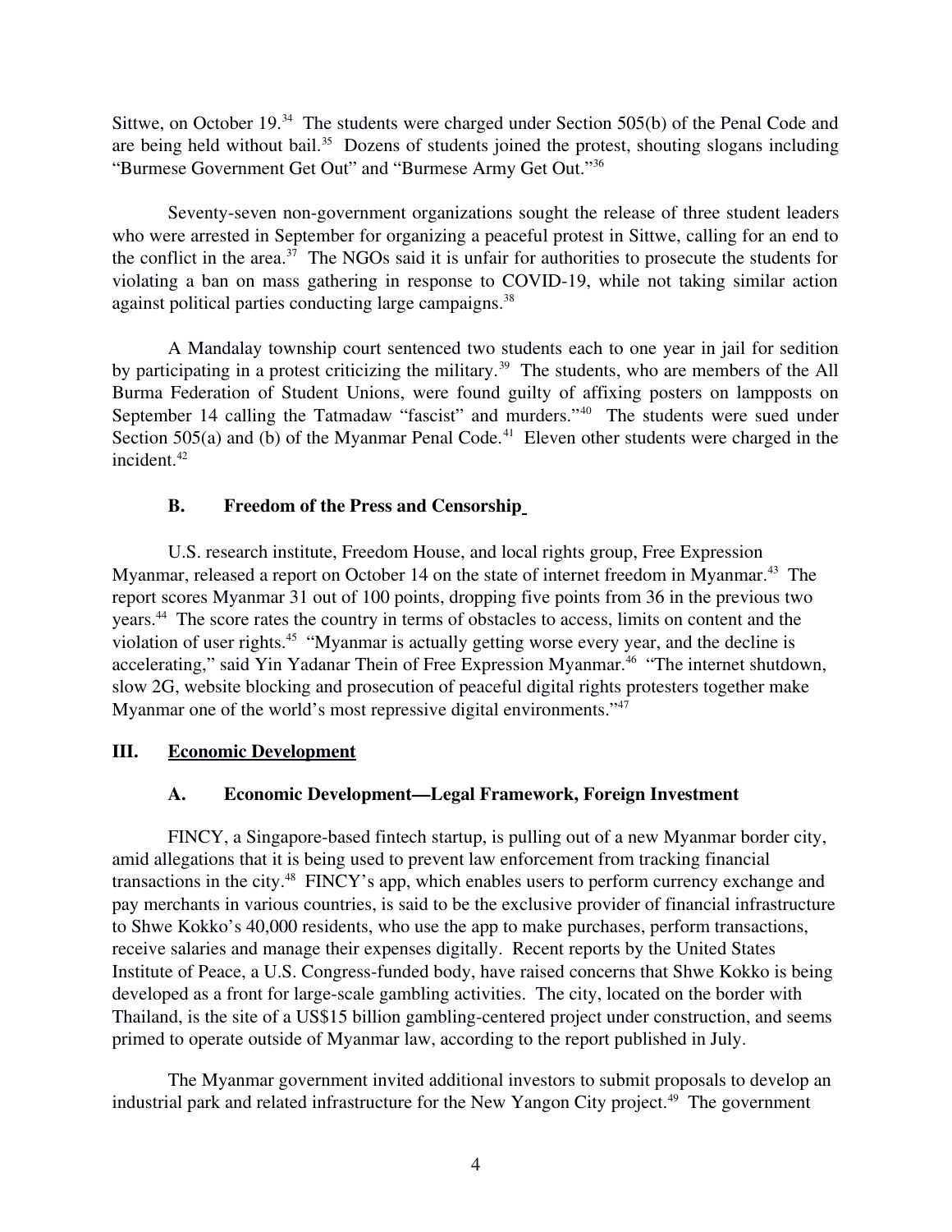Sittwe, on October 19.[34] The students were charged under Section 505(b) of the Penal Code and are being held without bail.[35] Dozens of students joined the protest, shouting slogans including "Burmese Government Get Out" and "Burmese Army Get Out."[36]

Seventy-seven non-government organizations sought the release of three student leaders who were arrested in September for organizing a peaceful protest in Sittwe, calling for an end to the conflict in the area.[37] The NGOs said it is unfair for authorities to prosecute the students for violating a ban on mass gathering in response to COVID-19, while not taking similar action against political parties conducting large campaigns.[38]

A Mandalay township court sentenced two students each to one year in jail for sedition by participating in a protest criticizing the military.[39] The students, who are members of the All Burma Federation of Student Unions, were found guilty of affixing posters on lampposts on September 14 calling the Tatmadaw "fascist" and murders."[40] The students were sued under Section 505(a) and (b) of the Myanmar Penal Code.[41] Eleven other students were charged in the incident.[42]

### B. Freedom of the Press and Censorship

U.S. research institute, Freedom House, and local rights group, Free Expression Myanmar, released a report on October 14 on the state of internet freedom in Myanmar.[43] The report scores Myanmar 31 out of 100 points, dropping five points from 36 in the previous two years.[44] The score rates the country in terms of obstacles to access, limits on content and the violation of user rights.[45] "Myanmar is actually getting worse every year, and the decline is accelerating," said Yin Yadanar Thein of Free Expression Myanmar.[46] "The internet shutdown, slow 2G, website blocking and prosecution of peaceful digital rights protesters together make Myanmar one of the world's most repressive digital environments."[47]

## III. Economic Development

### A. Economic Development—Legal Framework, Foreign Investment

FINCY, a Singapore-based fintech startup, is pulling out of a new Myanmar border city, amid allegations that it is being used to prevent law enforcement from tracking financial transactions in the city.[48] FINCY's app, which enables users to perform currency exchange and pay merchants in various countries, is said to be the exclusive provider of financial infrastructure to Shwe Kokko's 40,000 residents, who use the app to make purchases, perform transactions, receive salaries and manage their expenses digitally. Recent reports by the United States Institute of Peace, a U.S. Congress-funded body, have raised concerns that Shwe Kokko is being developed as a front for large-scale gambling activities. The city, located on the border with Thailand, is the site of a US$15 billion gambling-centered project under construction, and seems primed to operate outside of Myanmar law, according to the report published in July.

The Myanmar government invited additional investors to submit proposals to develop an industrial park and related infrastructure for the New Yangon City project.[49] The government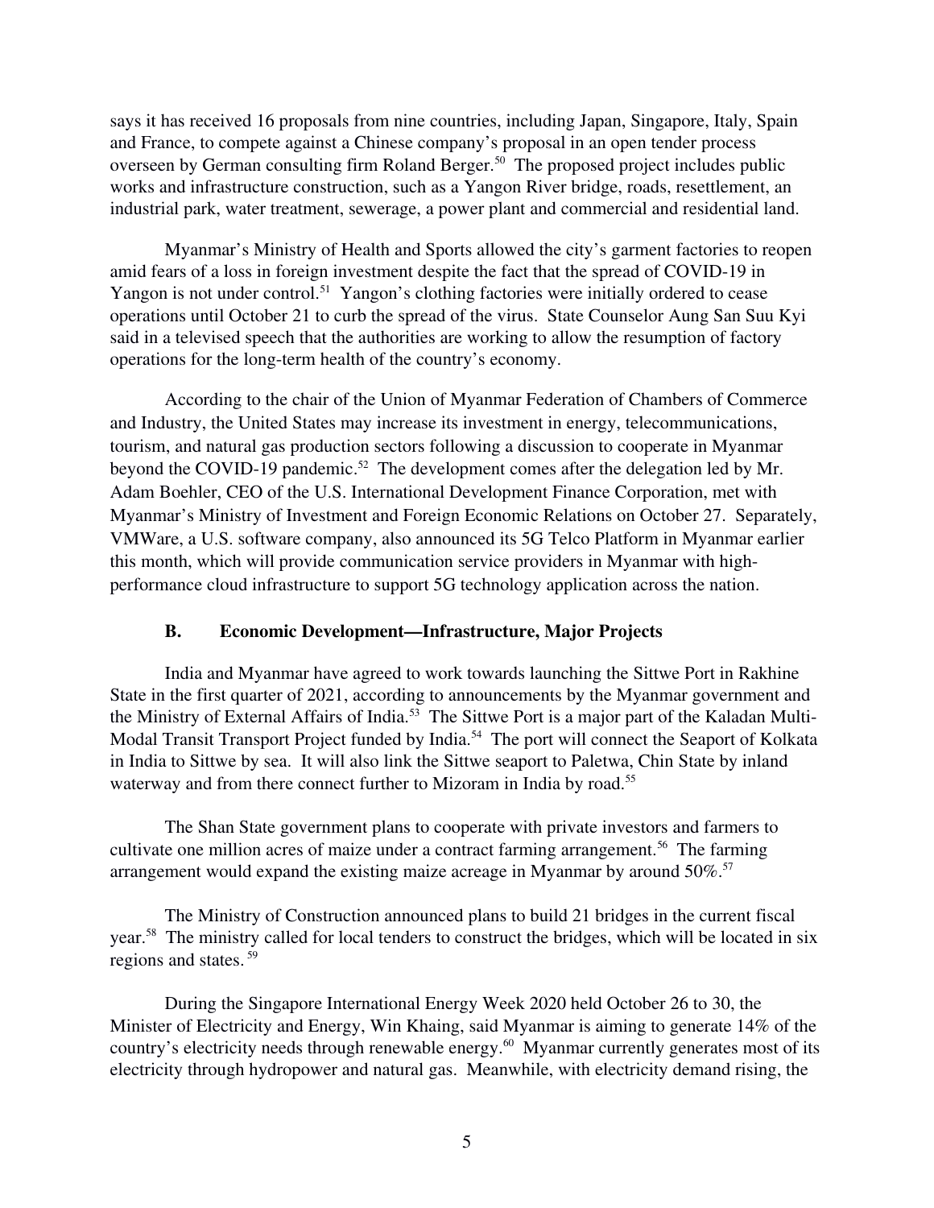says it has received 16 proposals from nine countries, including Japan, Singapore, Italy, Spain and France, to compete against a Chinese company's proposal in an open tender process overseen by German consulting firm Roland Berger.[50] The proposed project includes public works and infrastructure construction, such as a Yangon River bridge, roads, resettlement, an industrial park, water treatment, sewerage, a power plant and commercial and residential land.

Myanmar's Ministry of Health and Sports allowed the city's garment factories to reopen amid fears of a loss in foreign investment despite the fact that the spread of COVID-19 in Yangon is not under control.[51] Yangon's clothing factories were initially ordered to cease operations until October 21 to curb the spread of the virus. State Counselor Aung San Suu Kyi said in a televised speech that the authorities are working to allow the resumption of factory operations for the long-term health of the country's economy.

According to the chair of the Union of Myanmar Federation of Chambers of Commerce and Industry, the United States may increase its investment in energy, telecommunications, tourism, and natural gas production sectors following a discussion to cooperate in Myanmar beyond the COVID-19 pandemic.[52] The development comes after the delegation led by Mr. Adam Boehler, CEO of the U.S. International Development Finance Corporation, met with Myanmar's Ministry of Investment and Foreign Economic Relations on October 27. Separately, VMWare, a U.S. software company, also announced its 5G Telco Platform in Myanmar earlier this month, which will provide communication service providers in Myanmar with high-performance cloud infrastructure to support 5G technology application across the nation.

### B. Economic Development—Infrastructure, Major Projects

India and Myanmar have agreed to work towards launching the Sittwe Port in Rakhine State in the first quarter of 2021, according to announcements by the Myanmar government and the Ministry of External Affairs of India.[53] The Sittwe Port is a major part of the Kaladan Multi-Modal Transit Transport Project funded by India.[54] The port will connect the Seaport of Kolkata in India to Sittwe by sea. It will also link the Sittwe seaport to Paletwa, Chin State by inland waterway and from there connect further to Mizoram in India by road.[55]

The Shan State government plans to cooperate with private investors and farmers to cultivate one million acres of maize under a contract farming arrangement.[56] The farming arrangement would expand the existing maize acreage in Myanmar by around 50%.[57]

The Ministry of Construction announced plans to build 21 bridges in the current fiscal year.[58] The ministry called for local tenders to construct the bridges, which will be located in six regions and states.[59]

During the Singapore International Energy Week 2020 held October 26 to 30, the Minister of Electricity and Energy, Win Khaing, said Myanmar is aiming to generate 14% of the country's electricity needs through renewable energy.[60] Myanmar currently generates most of its electricity through hydropower and natural gas. Meanwhile, with electricity demand rising, the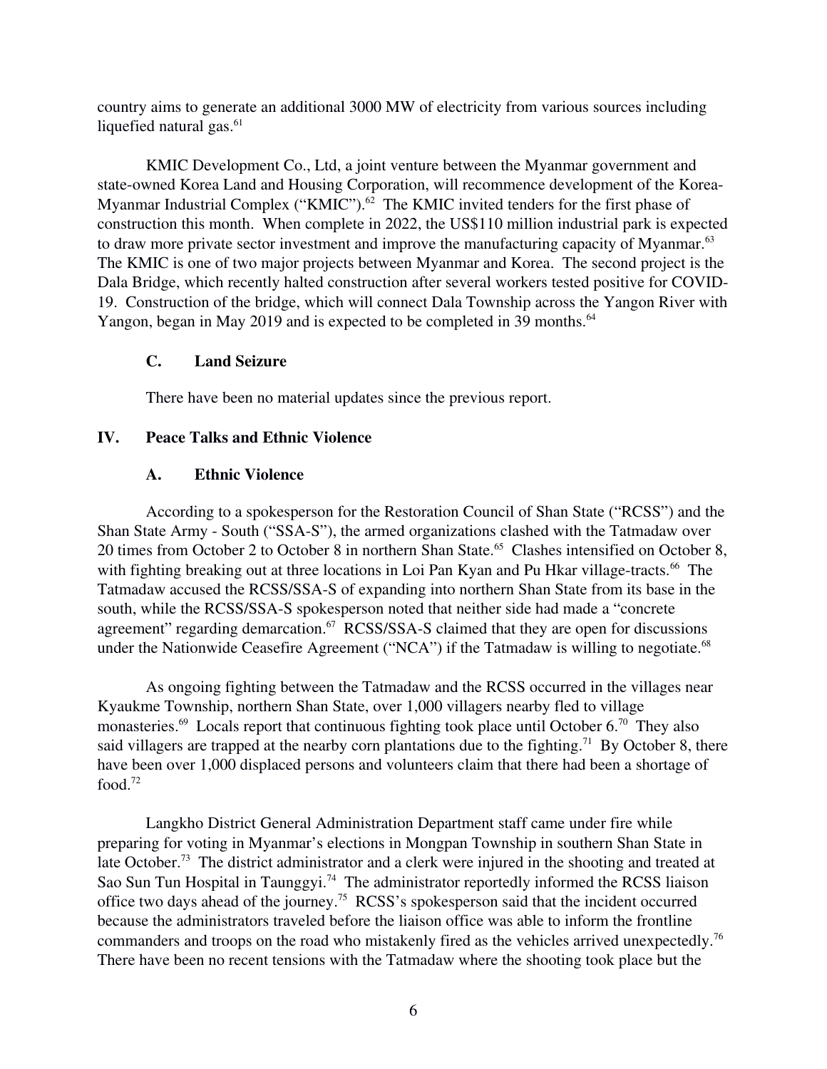country aims to generate an additional 3000 MW of electricity from various sources including liquefied natural gas.[61]

KMIC Development Co., Ltd, a joint venture between the Myanmar government and state-owned Korea Land and Housing Corporation, will recommence development of the Korea-Myanmar Industrial Complex ("KMIC").[62] The KMIC invited tenders for the first phase of construction this month. When complete in 2022, the US$110 million industrial park is expected to draw more private sector investment and improve the manufacturing capacity of Myanmar.[63] The KMIC is one of two major projects between Myanmar and Korea. The second project is the Dala Bridge, which recently halted construction after several workers tested positive for COVID-19. Construction of the bridge, which will connect Dala Township across the Yangon River with Yangon, began in May 2019 and is expected to be completed in 39 months.[64]

### C. Land Seizure

There have been no material updates since the previous report.

## IV. Peace Talks and Ethnic Violence

### A. Ethnic Violence

According to a spokesperson for the Restoration Council of Shan State ("RCSS") and the Shan State Army - South ("SSA-S"), the armed organizations clashed with the Tatmadaw over 20 times from October 2 to October 8 in northern Shan State.[65] Clashes intensified on October 8, with fighting breaking out at three locations in Loi Pan Kyan and Pu Hkar village-tracts.[66] The Tatmadaw accused the RCSS/SSA-S of expanding into northern Shan State from its base in the south, while the RCSS/SSA-S spokesperson noted that neither side had made a "concrete agreement" regarding demarcation.[67] RCSS/SSA-S claimed that they are open for discussions under the Nationwide Ceasefire Agreement ("NCA") if the Tatmadaw is willing to negotiate.[68]

As ongoing fighting between the Tatmadaw and the RCSS occurred in the villages near Kyaukme Township, northern Shan State, over 1,000 villagers nearby fled to village monasteries.[69] Locals report that continuous fighting took place until October 6.[70] They also said villagers are trapped at the nearby corn plantations due to the fighting.[71] By October 8, there have been over 1,000 displaced persons and volunteers claim that there had been a shortage of food.[72]

Langkho District General Administration Department staff came under fire while preparing for voting in Myanmar's elections in Mongpan Township in southern Shan State in late October.[73] The district administrator and a clerk were injured in the shooting and treated at Sao Sun Tun Hospital in Taunggyi.[74] The administrator reportedly informed the RCSS liaison office two days ahead of the journey.[75] RCSS's spokesperson said that the incident occurred because the administrators traveled before the liaison office was able to inform the frontline commanders and troops on the road who mistakenly fired as the vehicles arrived unexpectedly.[76] There have been no recent tensions with the Tatmadaw where the shooting took place but the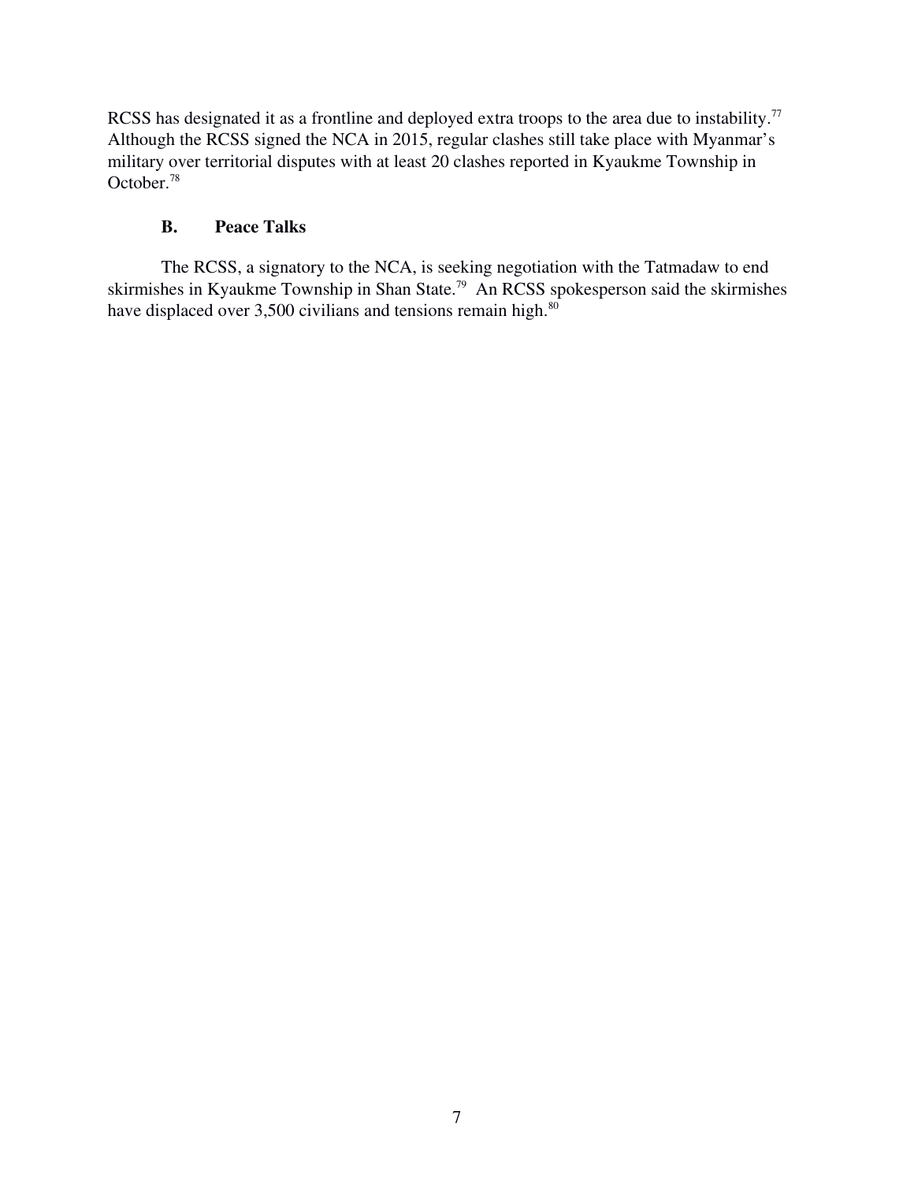RCSS has designated it as a frontline and deployed extra troops to the area due to instability.[77] Although the RCSS signed the NCA in 2015, regular clashes still take place with Myanmar's military over territorial disputes with at least 20 clashes reported in Kyaukme Township in October.[78]

### B. Peace Talks

The RCSS, a signatory to the NCA, is seeking negotiation with the Tatmadaw to end skirmishes in Kyaukme Township in Shan State.[79] An RCSS spokesperson said the skirmishes have displaced over 3,500 civilians and tensions remain high.[80]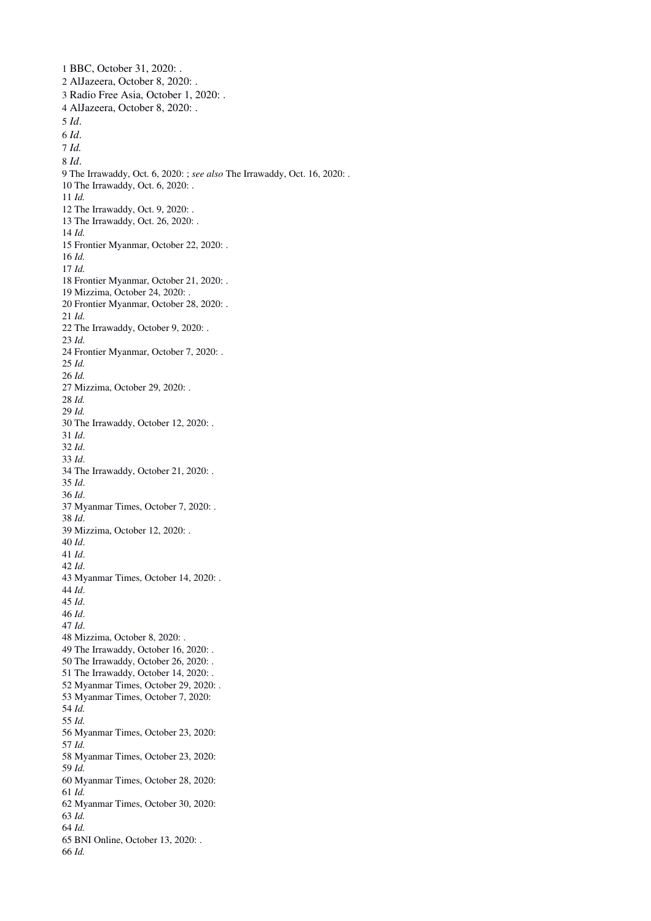1 BBC, October 31, 2020: .
2 AlJazeera, October 8, 2020: .
3 Radio Free Asia, October 1, 2020: .
4 AlJazeera, October 8, 2020: .
5 *Id*.
6 *Id*.
7 *Id.*
8 *Id*.
9 The Irrawaddy, Oct. 6, 2020: ; *see also* The Irrawaddy, Oct. 16, 2020: .
10 The Irrawaddy, Oct. 6, 2020: .
11 *Id.*
12 The Irrawaddy, Oct. 9, 2020: .
13 The Irrawaddy, Oct. 26, 2020: .
14 *Id.*
15 Frontier Myanmar, October 22, 2020: .
16 *Id.*
17 *Id.*
18 Frontier Myanmar, October 21, 2020: .
19 Mizzima, October 24, 2020: .
20 Frontier Myanmar, October 28, 2020: .
21 *Id.*
22 The Irrawaddy, October 9, 2020: .
23 *Id.*
24 Frontier Myanmar, October 7, 2020: .
25 *Id.*
26 *Id.*
27 Mizzima, October 29, 2020: .
28 *Id.*
29 *Id.*
30 The Irrawaddy, October 12, 2020: .
31 *Id*.
32 *Id*.
33 *Id*.
34 The Irrawaddy, October 21, 2020: .
35 *Id*.
36 *Id*.
37 Myanmar Times, October 7, 2020: .
38 *Id*.
39 Mizzima, October 12, 2020: .
40 *Id*.
41 *Id*.
42 *Id*.
43 Myanmar Times, October 14, 2020: .
44 *Id*.
45 *Id*.
46 *Id*.
47 *Id*.
48 Mizzima, October 8, 2020: .
49 The Irrawaddy, October 16, 2020: .
50 The Irrawaddy, October 26, 2020: .
51 The Irrawaddy, October 14, 2020: .
52 Myanmar Times, October 29, 2020: .
53 Myanmar Times, October 7, 2020:
54 *Id.*
55 *Id.*
56 Myanmar Times, October 23, 2020:
57 *Id.*
58 Myanmar Times, October 23, 2020:
59 *Id.*
60 Myanmar Times, October 28, 2020:
61 *Id.*
62 Myanmar Times, October 30, 2020:
63 *Id.*
64 *Id.*
65 BNI Online, October 13, 2020: .
66 *Id.*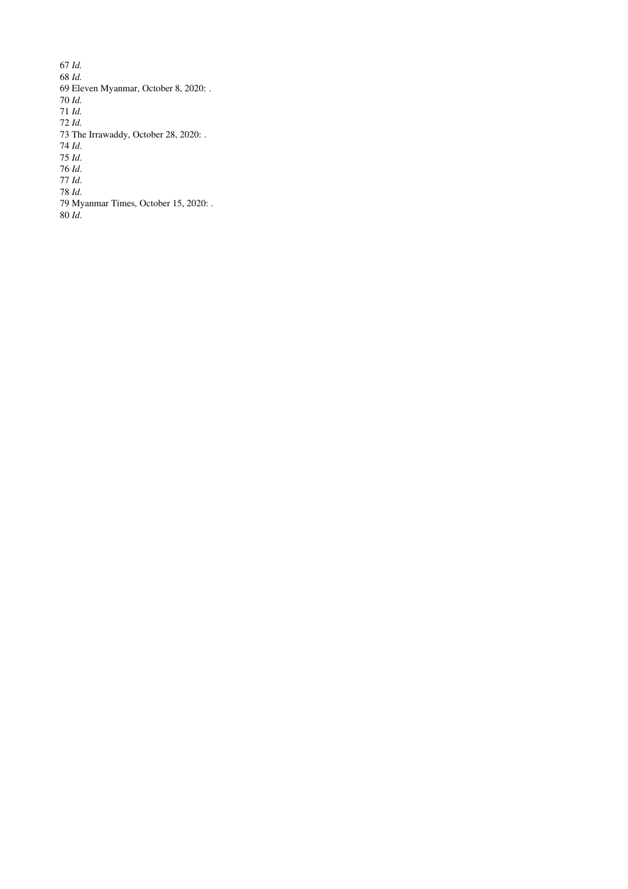67 *Id.*
68 *Id.*
69 Eleven Myanmar, October 8, 2020: .
70 *Id.*
71 *Id.*
72 *Id.*
73 The Irrawaddy, October 28, 2020: .
74 *Id*.
75 *Id*.
76 *Id*.
77 *Id*.
78 *Id*.
79 Myanmar Times, October 15, 2020: .
80 *Id*.